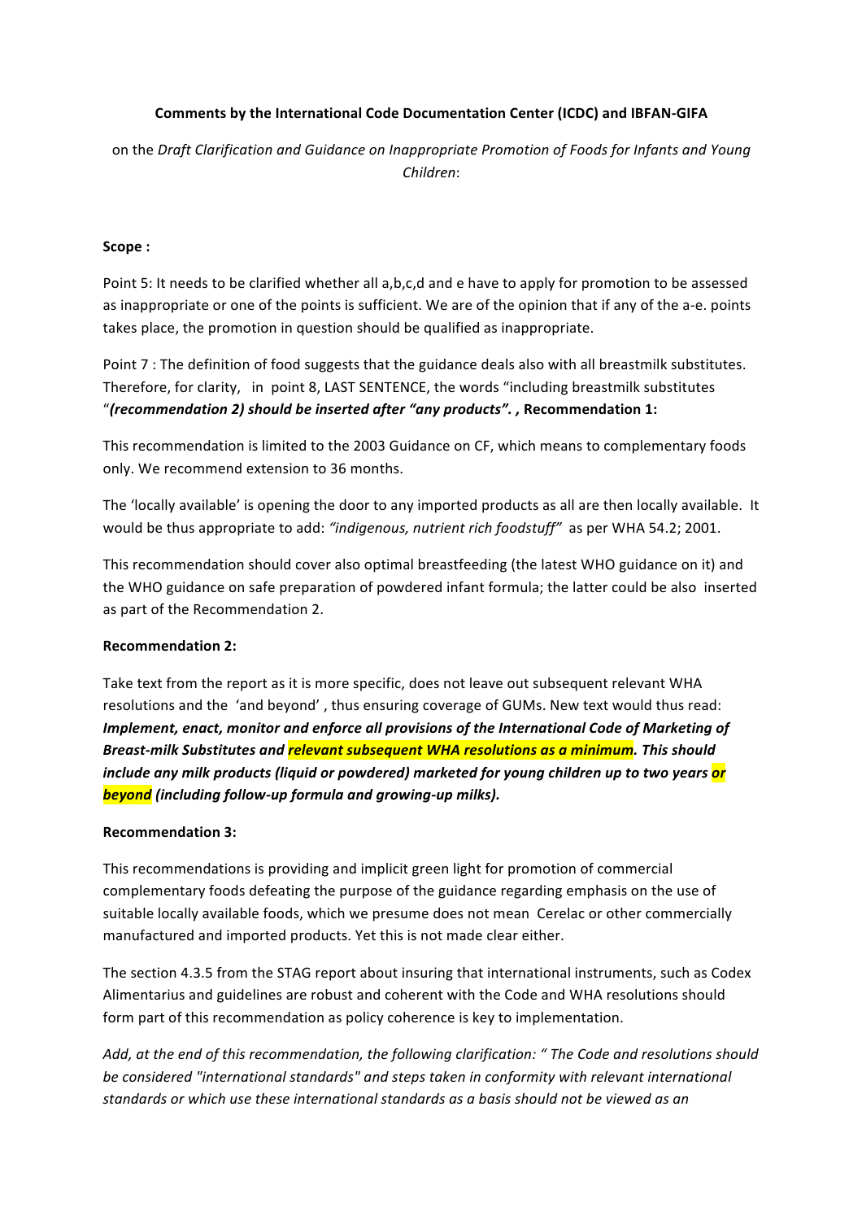**Comments by the International Code Documentation Center (ICDC) and IBFAN-GIFA**

on the *Draft Clarification and Guidance on Inappropriate Promotion of Foods for Infants and Young Children*:

**Scope :**

Point 5: It needs to be clarified whether all a,b,c,d and e have to apply for promotion to be assessed as inappropriate or one of the points is sufficient. We are of the opinion that if any of the a-e. points takes place, the promotion in question should be qualified as inappropriate.

Point 7 : The definition of food suggests that the guidance deals also with all breastmilk substitutes. Therefore, for clarity, in point 8, LAST SENTENCE, the words "including breastmilk substitutes "*(recommendation 2) should be inserted after "any products". ,* **Recommendation 1:**

This recommendation is limited to the 2003 Guidance on CF, which means to complementary foods only. We recommend extension to 36 months.

The 'locally available' is opening the door to any imported products as all are then locally available. It would be thus appropriate to add: *"indigenous, nutrient rich foodstuff"* as per WHA 54.2; 2001.

This recommendation should cover also optimal breastfeeding (the latest WHO guidance on it) and the WHO guidance on safe preparation of powdered infant formula; the latter could be also inserted as part of the Recommendation 2.

**Recommendation 2:**

Take text from the report as it is more specific, does not leave out subsequent relevant WHA resolutions and the 'and beyond' , thus ensuring coverage of GUMs. New text would thus read: ***Implement, enact, monitor and enforce all provisions of the International Code of Marketing of Breast-milk Substitutes and relevant subsequent WHA resolutions as a minimum. This should include any milk products (liquid or powdered) marketed for young children up to two years or beyond (including follow-up formula and growing-up milks).***

**Recommendation 3:**

This recommendations is providing and implicit green light for promotion of commercial complementary foods defeating the purpose of the guidance regarding emphasis on the use of suitable locally available foods, which we presume does not mean Cerelac or other commercially manufactured and imported products. Yet this is not made clear either.

The section 4.3.5 from the STAG report about insuring that international instruments, such as Codex Alimentarius and guidelines are robust and coherent with the Code and WHA resolutions should form part of this recommendation as policy coherence is key to implementation.

*Add, at the end of this recommendation, the following clarification: " The Code and resolutions should be considered "international standards" and steps taken in conformity with relevant international standards or which use these international standards as a basis should not be viewed as an*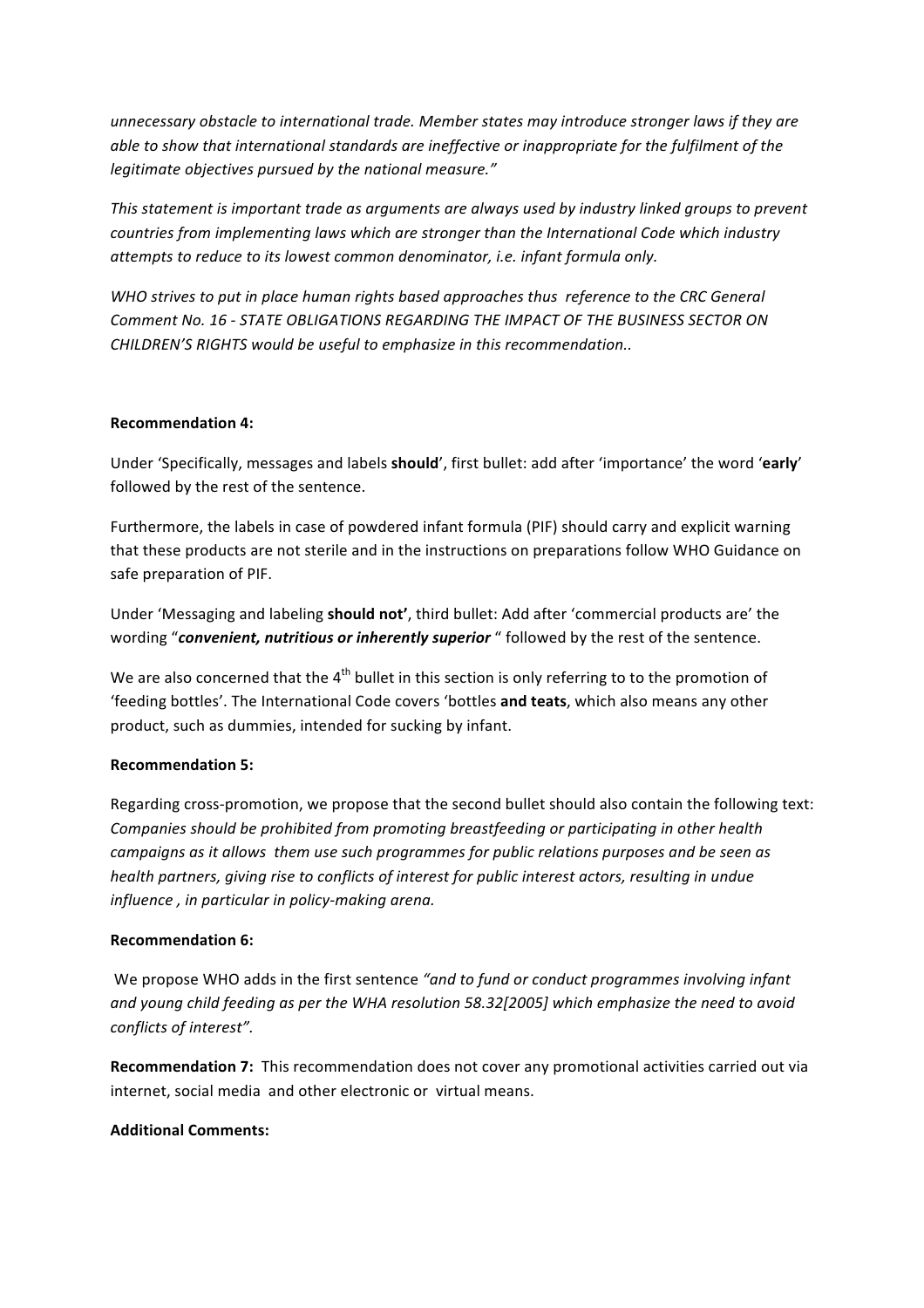*unnecessary obstacle to international trade. Member states may introduce stronger laws if they are able to show that international standards are ineffective or inappropriate for the fulfilment of the legitimate objectives pursued by the national measure."*

*This statement is important trade as arguments are always used by industry linked groups to prevent countries from implementing laws which are stronger than the International Code which industry attempts to reduce to its lowest common denominator, i.e. infant formula only.*

*WHO strives to put in place human rights based approaches thus reference to the CRC General Comment No. 16 - STATE OBLIGATIONS REGARDING THE IMPACT OF THE BUSINESS SECTOR ON CHILDREN'S RIGHTS would be useful to emphasize in this recommendation..*

**Recommendation 4:**

Under 'Specifically, messages and labels **should**', first bullet: add after 'importance' the word '**early**' followed by the rest of the sentence.

Furthermore, the labels in case of powdered infant formula (PIF) should carry and explicit warning that these products are not sterile and in the instructions on preparations follow WHO Guidance on safe preparation of PIF.

Under 'Messaging and labeling **should not'**, third bullet: Add after 'commercial products are' the wording "***convenient, nutritious or inherently superior*** " followed by the rest of the sentence.

We are also concerned that the 4th bullet in this section is only referring to to the promotion of 'feeding bottles'. The International Code covers 'bottles **and teats**, which also means any other product, such as dummies, intended for sucking by infant.

**Recommendation 5:**

Regarding cross-promotion, we propose that the second bullet should also contain the following text: *Companies should be prohibited from promoting breastfeeding or participating in other health campaigns as it allows them use such programmes for public relations purposes and be seen as health partners, giving rise to conflicts of interest for public interest actors, resulting in undue influence , in particular in policy-making arena.*

**Recommendation 6:**

We propose WHO adds in the first sentence *"and to fund or conduct programmes involving infant and young child feeding as per the WHA resolution 58.32[2005] which emphasize the need to avoid conflicts of interest".*

**Recommendation 7:** This recommendation does not cover any promotional activities carried out via internet, social media and other electronic or virtual means.

**Additional Comments:**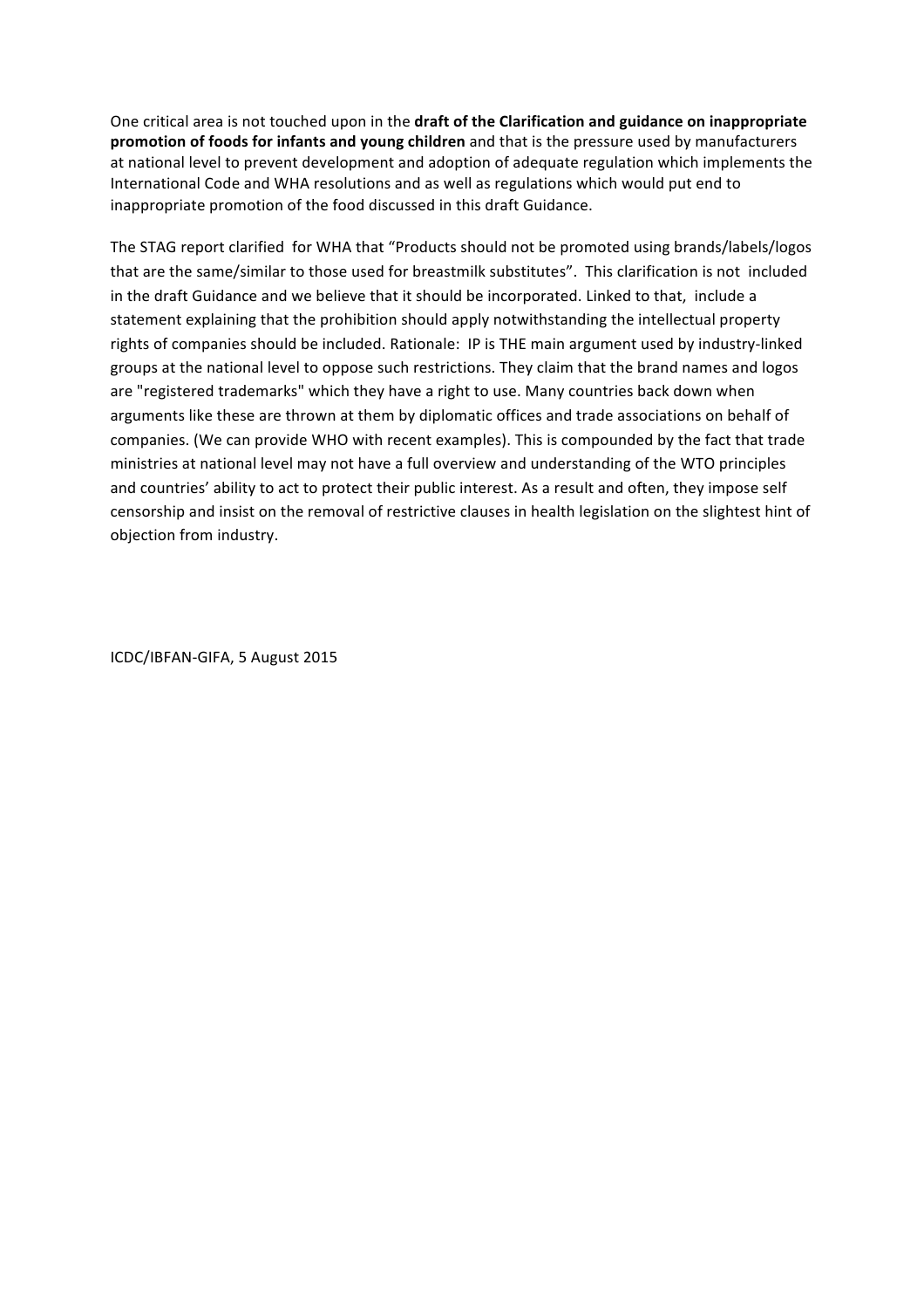One critical area is not touched upon in the **draft of the Clarification and guidance on inappropriate promotion of foods for infants and young children** and that is the pressure used by manufacturers at national level to prevent development and adoption of adequate regulation which implements the International Code and WHA resolutions and as well as regulations which would put end to inappropriate promotion of the food discussed in this draft Guidance.

The STAG report clarified for WHA that "Products should not be promoted using brands/labels/logos that are the same/similar to those used for breastmilk substitutes". This clarification is not included in the draft Guidance and we believe that it should be incorporated. Linked to that, include a statement explaining that the prohibition should apply notwithstanding the intellectual property rights of companies should be included. Rationale: IP is THE main argument used by industry-linked groups at the national level to oppose such restrictions. They claim that the brand names and logos are "registered trademarks" which they have a right to use. Many countries back down when arguments like these are thrown at them by diplomatic offices and trade associations on behalf of companies. (We can provide WHO with recent examples). This is compounded by the fact that trade ministries at national level may not have a full overview and understanding of the WTO principles and countries' ability to act to protect their public interest. As a result and often, they impose self censorship and insist on the removal of restrictive clauses in health legislation on the slightest hint of objection from industry.

ICDC/IBFAN-GIFA, 5 August 2015